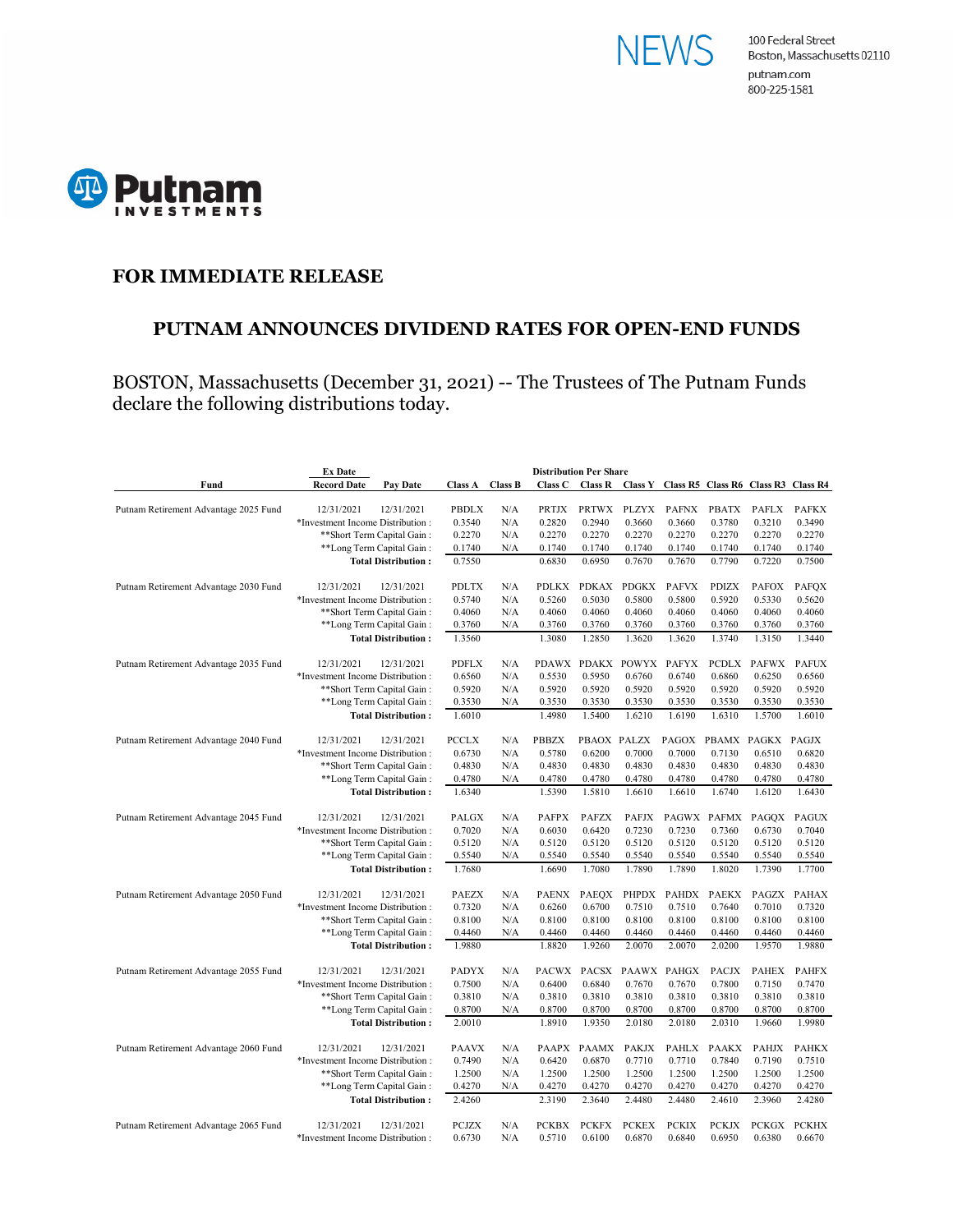NEWS

100 Federal Street
Boston, Massachusetts 02110
putnam.com
800-225-1581

Putnam INVESTMENTS

## FOR IMMEDIATE RELEASE

# PUTNAM ANNOUNCES DIVIDEND RATES FOR OPEN-END FUNDS

BOSTON, Massachusetts (December 31, 2021) -- The Trustees of The Putnam Funds declare the following distributions today.

| Fund | Ex Date / Record Date | Pay Date | Class A | Class B | Class C | Class R | Class Y | Class R5 | Class R6 | Class R3 | Class R4 |
|---|---|---|---|---|---|---|---|---|---|---|---|
| | | | | | Distribution Per Share | | | | | | |
| Putnam Retirement Advantage 2025 Fund | 12/31/2021 | 12/31/2021 | PBDLX | N/A | PRTJX | PRTWX | PLZYX | PAFNX | PBATX | PAFLX | PAFKX |
| | *Investment Income Distribution : | | 0.3540 | N/A | 0.2820 | 0.2940 | 0.3660 | 0.3660 | 0.3780 | 0.3210 | 0.3490 |
| | **Short Term Capital Gain : | | 0.2270 | N/A | 0.2270 | 0.2270 | 0.2270 | 0.2270 | 0.2270 | 0.2270 | 0.2270 |
| | **Long Term Capital Gain : | | 0.1740 | N/A | 0.1740 | 0.1740 | 0.1740 | 0.1740 | 0.1740 | 0.1740 | 0.1740 |
| | **Total Distribution :** | | 0.7550 | | 0.6830 | 0.6950 | 0.7670 | 0.7670 | 0.7790 | 0.7220 | 0.7500 |
| Putnam Retirement Advantage 2030 Fund | 12/31/2021 | 12/31/2021 | PDLTX | N/A | PDLKX | PDKAX | PDGKX | PAFVX | PDIZX | PAFOX | PAFQX |
| | *Investment Income Distribution : | | 0.5740 | N/A | 0.5260 | 0.5030 | 0.5800 | 0.5800 | 0.5920 | 0.5330 | 0.5620 |
| | **Short Term Capital Gain : | | 0.4060 | N/A | 0.4060 | 0.4060 | 0.4060 | 0.4060 | 0.4060 | 0.4060 | 0.4060 |
| | **Long Term Capital Gain : | | 0.3760 | N/A | 0.3760 | 0.3760 | 0.3760 | 0.3760 | 0.3760 | 0.3760 | 0.3760 |
| | **Total Distribution :** | | 1.3560 | | 1.3080 | 1.2850 | 1.3620 | 1.3620 | 1.3740 | 1.3150 | 1.3440 |
| Putnam Retirement Advantage 2035 Fund | 12/31/2021 | 12/31/2021 | PDFLX | N/A | PDAWX | PDAKX | POWYX | PAFYX | PCDLX | PAFWX | PAFUX |
| | *Investment Income Distribution : | | 0.6560 | N/A | 0.5530 | 0.5950 | 0.6760 | 0.6740 | 0.6860 | 0.6250 | 0.6560 |
| | **Short Term Capital Gain : | | 0.5920 | N/A | 0.5920 | 0.5920 | 0.5920 | 0.5920 | 0.5920 | 0.5920 | 0.5920 |
| | **Long Term Capital Gain : | | 0.3530 | N/A | 0.3530 | 0.3530 | 0.3530 | 0.3530 | 0.3530 | 0.3530 | 0.3530 |
| | **Total Distribution :** | | 1.6010 | | 1.4980 | 1.5400 | 1.6210 | 1.6190 | 1.6310 | 1.5700 | 1.6010 |
| Putnam Retirement Advantage 2040 Fund | 12/31/2021 | 12/31/2021 | PCCLX | N/A | PBBZX | PBAOX | PALZX | PAGOX | PBAMX | PAGKX | PAGJX |
| | *Investment Income Distribution : | | 0.6730 | N/A | 0.5780 | 0.6200 | 0.7000 | 0.7000 | 0.7130 | 0.6510 | 0.6820 |
| | **Short Term Capital Gain : | | 0.4830 | N/A | 0.4830 | 0.4830 | 0.4830 | 0.4830 | 0.4830 | 0.4830 | 0.4830 |
| | **Long Term Capital Gain : | | 0.4780 | N/A | 0.4780 | 0.4780 | 0.4780 | 0.4780 | 0.4780 | 0.4780 | 0.4780 |
| | **Total Distribution :** | | 1.6340 | | 1.5390 | 1.5810 | 1.6610 | 1.6610 | 1.6740 | 1.6120 | 1.6430 |
| Putnam Retirement Advantage 2045 Fund | 12/31/2021 | 12/31/2021 | PALGX | N/A | PAFPX | PAFZX | PAFJX | PAGWX | PAFMX | PAGQX | PAGUX |
| | *Investment Income Distribution : | | 0.7020 | N/A | 0.6030 | 0.6420 | 0.7230 | 0.7230 | 0.7360 | 0.6730 | 0.7040 |
| | **Short Term Capital Gain : | | 0.5120 | N/A | 0.5120 | 0.5120 | 0.5120 | 0.5120 | 0.5120 | 0.5120 | 0.5120 |
| | **Long Term Capital Gain : | | 0.5540 | N/A | 0.5540 | 0.5540 | 0.5540 | 0.5540 | 0.5540 | 0.5540 | 0.5540 |
| | **Total Distribution :** | | 1.7680 | | 1.6690 | 1.7080 | 1.7890 | 1.7890 | 1.8020 | 1.7390 | 1.7700 |
| Putnam Retirement Advantage 2050 Fund | 12/31/2021 | 12/31/2021 | PAEZX | N/A | PAENX | PAEQX | PHPDX | PAHDX | PAEKX | PAGZX | PAHAX |
| | *Investment Income Distribution : | | 0.7320 | N/A | 0.6260 | 0.6700 | 0.7510 | 0.7510 | 0.7640 | 0.7010 | 0.7320 |
| | **Short Term Capital Gain : | | 0.8100 | N/A | 0.8100 | 0.8100 | 0.8100 | 0.8100 | 0.8100 | 0.8100 | 0.8100 |
| | **Long Term Capital Gain : | | 0.4460 | N/A | 0.4460 | 0.4460 | 0.4460 | 0.4460 | 0.4460 | 0.4460 | 0.4460 |
| | **Total Distribution :** | | 1.9880 | | 1.8820 | 1.9260 | 2.0070 | 2.0070 | 2.0200 | 1.9570 | 1.9880 |
| Putnam Retirement Advantage 2055 Fund | 12/31/2021 | 12/31/2021 | PADYX | N/A | PACWX | PACSX | PAAWX | PAHGX | PACJX | PAHEX | PAHFX |
| | *Investment Income Distribution : | | 0.7500 | N/A | 0.6400 | 0.6840 | 0.7670 | 0.7670 | 0.7800 | 0.7150 | 0.7470 |
| | **Short Term Capital Gain : | | 0.3810 | N/A | 0.3810 | 0.3810 | 0.3810 | 0.3810 | 0.3810 | 0.3810 | 0.3810 |
| | **Long Term Capital Gain : | | 0.8700 | N/A | 0.8700 | 0.8700 | 0.8700 | 0.8700 | 0.8700 | 0.8700 | 0.8700 |
| | **Total Distribution :** | | 2.0010 | | 1.8910 | 1.9350 | 2.0180 | 2.0180 | 2.0310 | 1.9660 | 1.9980 |
| Putnam Retirement Advantage 2060 Fund | 12/31/2021 | 12/31/2021 | PAAVX | N/A | PAAPX | PAAMX | PAKJX | PAHLX | PAAKX | PAHJX | PAHKX |
| | *Investment Income Distribution : | | 0.7490 | N/A | 0.6420 | 0.6870 | 0.7710 | 0.7710 | 0.7840 | 0.7190 | 0.7510 |
| | **Short Term Capital Gain : | | 1.2500 | N/A | 1.2500 | 1.2500 | 1.2500 | 1.2500 | 1.2500 | 1.2500 | 1.2500 |
| | **Long Term Capital Gain : | | 0.4270 | N/A | 0.4270 | 0.4270 | 0.4270 | 0.4270 | 0.4270 | 0.4270 | 0.4270 |
| | **Total Distribution :** | | 2.4260 | | 2.3190 | 2.3640 | 2.4480 | 2.4480 | 2.4610 | 2.3960 | 2.4280 |
| Putnam Retirement Advantage 2065 Fund | 12/31/2021 | 12/31/2021 | PCJZX | N/A | PCKBX | PCKFX | PCKEX | PCKIX | PCKJX | PCKGX | PCKHX |
| | *Investment Income Distribution : | | 0.6730 | N/A | 0.5710 | 0.6100 | 0.6870 | 0.6840 | 0.6950 | 0.6380 | 0.6670 |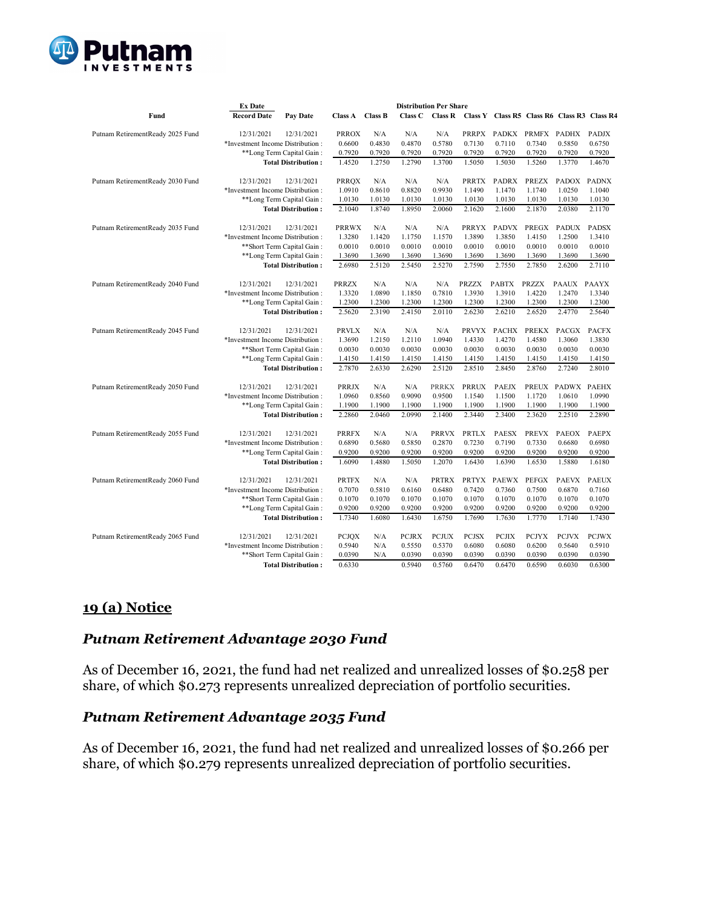| Fund | Ex Date Record Date | Pay Date | Class A | Class B | Class C | Class R | Class Y | Class R5 | Class R6 | Class R3 | Class R4 |
|---|---|---|---|---|---|---|---|---|---|---|---|
| | | | | | Distribution Per Share | | | | | | |
| Putnam RetirementReady 2025 Fund | 12/31/2021 | 12/31/2021 | PRROX | N/A | N/A | N/A | PRRPX | PADKX | PRMFX | PADHX | PADJX |
| | *Investment Income Distribution : | | 0.6600 | 0.4830 | 0.4870 | 0.5780 | 0.7130 | 0.7110 | 0.7340 | 0.5850 | 0.6750 |
| | **Long Term Capital Gain : | | 0.7920 | 0.7920 | 0.7920 | 0.7920 | 0.7920 | 0.7920 | 0.7920 | 0.7920 | 0.7920 |
| | Total Distribution : | | 1.4520 | 1.2750 | 1.2790 | 1.3700 | 1.5050 | 1.5030 | 1.5260 | 1.3770 | 1.4670 |
| Putnam RetirementReady 2030 Fund | 12/31/2021 | 12/31/2021 | PRRQX | N/A | N/A | N/A | PRRTX | PADRX | PREZX | PADOX | PADNX |
| | *Investment Income Distribution : | | 1.0910 | 0.8610 | 0.8820 | 0.9930 | 1.1490 | 1.1470 | 1.1740 | 1.0250 | 1.1040 |
| | **Long Term Capital Gain : | | 1.0130 | 1.0130 | 1.0130 | 1.0130 | 1.0130 | 1.0130 | 1.0130 | 1.0130 | 1.0130 |
| | Total Distribution : | | 2.1040 | 1.8740 | 1.8950 | 2.0060 | 2.1620 | 2.1600 | 2.1870 | 2.0380 | 2.1170 |
| Putnam RetirementReady 2035 Fund | 12/31/2021 | 12/31/2021 | PRRWX | N/A | N/A | N/A | PRRYX | PADVX | PREGX | PADUX | PADSX |
| | *Investment Income Distribution : | | 1.3280 | 1.1420 | 1.1750 | 1.1570 | 1.3890 | 1.3850 | 1.4150 | 1.2500 | 1.3410 |
| | **Short Term Capital Gain : | | 0.0010 | 0.0010 | 0.0010 | 0.0010 | 0.0010 | 0.0010 | 0.0010 | 0.0010 | 0.0010 |
| | **Long Term Capital Gain : | | 1.3690 | 1.3690 | 1.3690 | 1.3690 | 1.3690 | 1.3690 | 1.3690 | 1.3690 | 1.3690 |
| | Total Distribution : | | 2.6980 | 2.5120 | 2.5450 | 2.5270 | 2.7590 | 2.7550 | 2.7850 | 2.6200 | 2.7110 |
| Putnam RetirementReady 2040 Fund | 12/31/2021 | 12/31/2021 | PRRZX | N/A | N/A | N/A | PRZZX | PABTX | PRZZX | PAAUX | PAAYX |
| | *Investment Income Distribution : | | 1.3320 | 1.0890 | 1.1850 | 0.7810 | 1.3930 | 1.3910 | 1.4220 | 1.2470 | 1.3340 |
| | **Long Term Capital Gain : | | 1.2300 | 1.2300 | 1.2300 | 1.2300 | 1.2300 | 1.2300 | 1.2300 | 1.2300 | 1.2300 |
| | Total Distribution : | | 2.5620 | 2.3190 | 2.4150 | 2.0110 | 2.6230 | 2.6210 | 2.6520 | 2.4770 | 2.5640 |
| Putnam RetirementReady 2045 Fund | 12/31/2021 | 12/31/2021 | PRVLX | N/A | N/A | N/A | PRVYX | PACHX | PREKX | PACGX | PACFX |
| | *Investment Income Distribution : | | 1.3690 | 1.2150 | 1.2110 | 1.0940 | 1.4330 | 1.4270 | 1.4580 | 1.3060 | 1.3830 |
| | **Short Term Capital Gain : | | 0.0030 | 0.0030 | 0.0030 | 0.0030 | 0.0030 | 0.0030 | 0.0030 | 0.0030 | 0.0030 |
| | **Long Term Capital Gain : | | 1.4150 | 1.4150 | 1.4150 | 1.4150 | 1.4150 | 1.4150 | 1.4150 | 1.4150 | 1.4150 |
| | Total Distribution : | | 2.7870 | 2.6330 | 2.6290 | 2.5120 | 2.8510 | 2.8450 | 2.8760 | 2.7240 | 2.8010 |
| Putnam RetirementReady 2050 Fund | 12/31/2021 | 12/31/2021 | PRRJX | N/A | N/A | PRRKX | PRRUX | PAEJX | PREUX | PADWX | PAEHX |
| | *Investment Income Distribution : | | 1.0960 | 0.8560 | 0.9090 | 0.9500 | 1.1540 | 1.1500 | 1.1720 | 1.0610 | 1.0990 |
| | **Long Term Capital Gain : | | 1.1900 | 1.1900 | 1.1900 | 1.1900 | 1.1900 | 1.1900 | 1.1900 | 1.1900 | 1.1900 |
| | Total Distribution : | | 2.2860 | 2.0460 | 2.0990 | 2.1400 | 2.3440 | 2.3400 | 2.3620 | 2.2510 | 2.2890 |
| Putnam RetirementReady 2055 Fund | 12/31/2021 | 12/31/2021 | PRRFX | N/A | N/A | PRRVX | PRTLX | PAESX | PREVX | PAEOX | PAEPX |
| | *Investment Income Distribution : | | 0.6890 | 0.5680 | 0.5850 | 0.2870 | 0.7230 | 0.7190 | 0.7330 | 0.6680 | 0.6980 |
| | **Long Term Capital Gain : | | 0.9200 | 0.9200 | 0.9200 | 0.9200 | 0.9200 | 0.9200 | 0.9200 | 0.9200 | 0.9200 |
| | Total Distribution : | | 1.6090 | 1.4880 | 1.5050 | 1.2070 | 1.6430 | 1.6390 | 1.6530 | 1.5880 | 1.6180 |
| Putnam RetirementReady 2060 Fund | 12/31/2021 | 12/31/2021 | PRTFX | N/A | N/A | PRTRX | PRTYX | PAEWX | PEFGX | PAEVX | PAEUX |
| | *Investment Income Distribution : | | 0.7070 | 0.5810 | 0.6160 | 0.6480 | 0.7420 | 0.7360 | 0.7500 | 0.6870 | 0.7160 |
| | **Short Term Capital Gain : | | 0.1070 | 0.1070 | 0.1070 | 0.1070 | 0.1070 | 0.1070 | 0.1070 | 0.1070 | 0.1070 |
| | **Long Term Capital Gain : | | 0.9200 | 0.9200 | 0.9200 | 0.9200 | 0.9200 | 0.9200 | 0.9200 | 0.9200 | 0.9200 |
| | Total Distribution : | | 1.7340 | 1.6080 | 1.6430 | 1.6750 | 1.7690 | 1.7630 | 1.7770 | 1.7140 | 1.7430 |
| Putnam RetirementReady 2065 Fund | 12/31/2021 | 12/31/2021 | PCJQX | N/A | PCJRX | PCJUX | PCJSX | PCJIX | PCJYX | PCJVX | PCJWX |
| | *Investment Income Distribution : | | 0.5940 | N/A | 0.5550 | 0.5370 | 0.6080 | 0.6080 | 0.6200 | 0.5640 | 0.5910 |
| | **Short Term Capital Gain : | | 0.0390 | N/A | 0.0390 | 0.0390 | 0.0390 | 0.0390 | 0.0390 | 0.0390 | 0.0390 |
| | Total Distribution : | | 0.6330 | | 0.5940 | 0.5760 | 0.6470 | 0.6470 | 0.6590 | 0.6030 | 0.6300 |

## 19 (a) Notice

### *Putnam Retirement Advantage 2030 Fund*

As of December 16, 2021, the fund had net realized and unrealized losses of $0.258 per share, of which $0.273 represents unrealized depreciation of portfolio securities.

### *Putnam Retirement Advantage 2035 Fund*

As of December 16, 2021, the fund had net realized and unrealized losses of $0.266 per share, of which $0.279 represents unrealized depreciation of portfolio securities.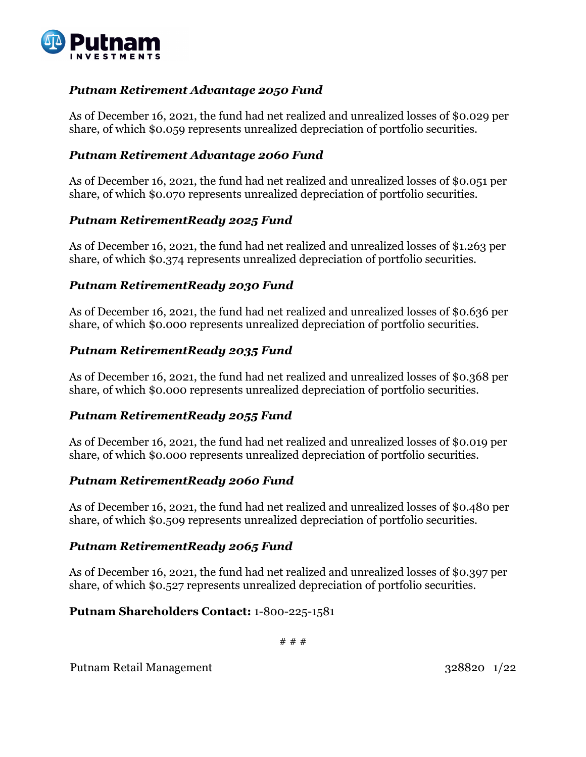### *Putnam Retirement Advantage 2050 Fund*

As of December 16, 2021, the fund had net realized and unrealized losses of $0.029 per share, of which $0.059 represents unrealized depreciation of portfolio securities.

### *Putnam Retirement Advantage 2060 Fund*

As of December 16, 2021, the fund had net realized and unrealized losses of $0.051 per share, of which $0.070 represents unrealized depreciation of portfolio securities.

### *Putnam RetirementReady 2025 Fund*

As of December 16, 2021, the fund had net realized and unrealized losses of $1.263 per share, of which $0.374 represents unrealized depreciation of portfolio securities.

### *Putnam RetirementReady 2030 Fund*

As of December 16, 2021, the fund had net realized and unrealized losses of $0.636 per share, of which $0.000 represents unrealized depreciation of portfolio securities.

### *Putnam RetirementReady 2035 Fund*

As of December 16, 2021, the fund had net realized and unrealized losses of $0.368 per share, of which $0.000 represents unrealized depreciation of portfolio securities.

### *Putnam RetirementReady 2055 Fund*

As of December 16, 2021, the fund had net realized and unrealized losses of $0.019 per share, of which $0.000 represents unrealized depreciation of portfolio securities.

### *Putnam RetirementReady 2060 Fund*

As of December 16, 2021, the fund had net realized and unrealized losses of $0.480 per share, of which $0.509 represents unrealized depreciation of portfolio securities.

### *Putnam RetirementReady 2065 Fund*

As of December 16, 2021, the fund had net realized and unrealized losses of $0.397 per share, of which $0.527 represents unrealized depreciation of portfolio securities.

**Putnam Shareholders Contact:** 1-800-225-1581

# # #

Putnam Retail Management 328820 1/22